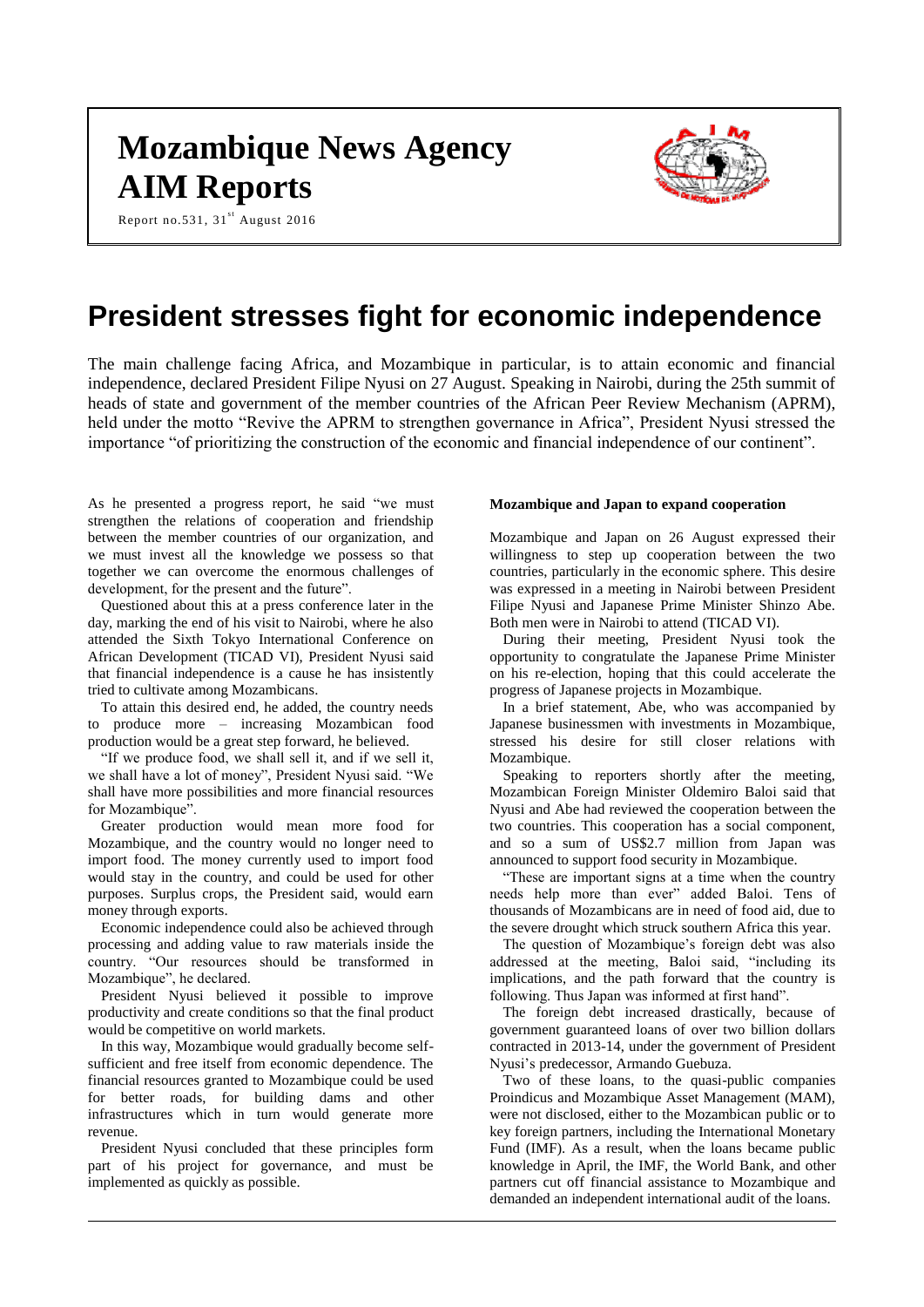# Mozambique News Agency AIM Reports

Report no.531, 31st August 2016

# President stresses fight for economic independence

The main challenge facing Africa, and Mozambique in particular, is to attain economic and financial independence, declared President Filipe Nyusi on 27 August. Speaking in Nairobi, during the 25th summit of heads of state and government of the member countries of the African Peer Review Mechanism (APRM), held under the motto "Revive the APRM to strengthen governance in Africa", President Nyusi stressed the importance "of prioritizing the construction of the economic and financial independence of our continent".

As he presented a progress report, he said "we must strengthen the relations of cooperation and friendship between the member countries of our organization, and we must invest all the knowledge we possess so that together we can overcome the enormous challenges of development, for the present and the future".

Questioned about this at a press conference later in the day, marking the end of his visit to Nairobi, where he also attended the Sixth Tokyo International Conference on African Development (TICAD VI), President Nyusi said that financial independence is a cause he has insistently tried to cultivate among Mozambicans.

To attain this desired end, he added, the country needs to produce more – increasing Mozambican food production would be a great step forward, he believed.

"If we produce food, we shall sell it, and if we sell it, we shall have a lot of money", President Nyusi said. "We shall have more possibilities and more financial resources for Mozambique".

Greater production would mean more food for Mozambique, and the country would no longer need to import food. The money currently used to import food would stay in the country, and could be used for other purposes. Surplus crops, the President said, would earn money through exports.

Economic independence could also be achieved through processing and adding value to raw materials inside the country. "Our resources should be transformed in Mozambique", he declared.

President Nyusi believed it possible to improve productivity and create conditions so that the final product would be competitive on world markets.

In this way, Mozambique would gradually become self-sufficient and free itself from economic dependence. The financial resources granted to Mozambique could be used for better roads, for building dams and other infrastructures which in turn would generate more revenue.

President Nyusi concluded that these principles form part of his project for governance, and must be implemented as quickly as possible.

**Mozambique and Japan to expand cooperation**

Mozambique and Japan on 26 August expressed their willingness to step up cooperation between the two countries, particularly in the economic sphere. This desire was expressed in a meeting in Nairobi between President Filipe Nyusi and Japanese Prime Minister Shinzo Abe. Both men were in Nairobi to attend (TICAD VI).

During their meeting, President Nyusi took the opportunity to congratulate the Japanese Prime Minister on his re-election, hoping that this could accelerate the progress of Japanese projects in Mozambique.

In a brief statement, Abe, who was accompanied by Japanese businessmen with investments in Mozambique, stressed his desire for still closer relations with Mozambique.

Speaking to reporters shortly after the meeting, Mozambican Foreign Minister Oldemiro Baloi said that Nyusi and Abe had reviewed the cooperation between the two countries. This cooperation has a social component, and so a sum of US$2.7 million from Japan was announced to support food security in Mozambique.

"These are important signs at a time when the country needs help more than ever" added Baloi. Tens of thousands of Mozambicans are in need of food aid, due to the severe drought which struck southern Africa this year.

The question of Mozambique's foreign debt was also addressed at the meeting, Baloi said, "including its implications, and the path forward that the country is following. Thus Japan was informed at first hand".

The foreign debt increased drastically, because of government guaranteed loans of over two billion dollars contracted in 2013-14, under the government of President Nyusi's predecessor, Armando Guebuza.

Two of these loans, to the quasi-public companies Proindicus and Mozambique Asset Management (MAM), were not disclosed, either to the Mozambican public or to key foreign partners, including the International Monetary Fund (IMF). As a result, when the loans became public knowledge in April, the IMF, the World Bank, and other partners cut off financial assistance to Mozambique and demanded an independent international audit of the loans.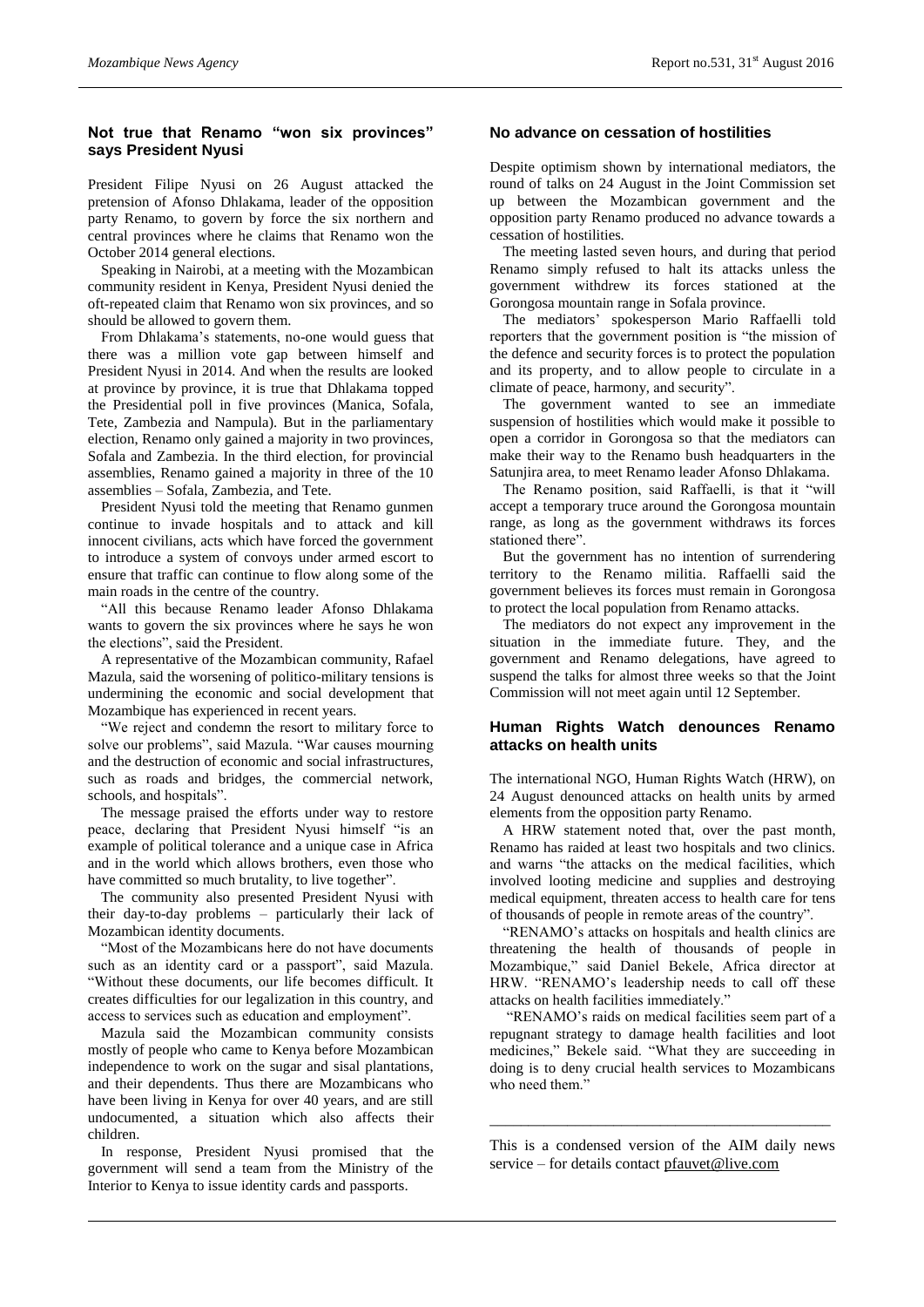## Not true that Renamo "won six provinces" says President Nyusi

President Filipe Nyusi on 26 August attacked the pretension of Afonso Dhlakama, leader of the opposition party Renamo, to govern by force the six northern and central provinces where he claims that Renamo won the October 2014 general elections.

Speaking in Nairobi, at a meeting with the Mozambican community resident in Kenya, President Nyusi denied the oft-repeated claim that Renamo won six provinces, and so should be allowed to govern them.

From Dhlakama's statements, no-one would guess that there was a million vote gap between himself and President Nyusi in 2014. And when the results are looked at province by province, it is true that Dhlakama topped the Presidential poll in five provinces (Manica, Sofala, Tete, Zambezia and Nampula). But in the parliamentary election, Renamo only gained a majority in two provinces, Sofala and Zambezia. In the third election, for provincial assemblies, Renamo gained a majority in three of the 10 assemblies – Sofala, Zambezia, and Tete.

President Nyusi told the meeting that Renamo gunmen continue to invade hospitals and to attack and kill innocent civilians, acts which have forced the government to introduce a system of convoys under armed escort to ensure that traffic can continue to flow along some of the main roads in the centre of the country.

"All this because Renamo leader Afonso Dhlakama wants to govern the six provinces where he says he won the elections", said the President.

A representative of the Mozambican community, Rafael Mazula, said the worsening of politico-military tensions is undermining the economic and social development that Mozambique has experienced in recent years.

"We reject and condemn the resort to military force to solve our problems", said Mazula. "War causes mourning and the destruction of economic and social infrastructures, such as roads and bridges, the commercial network, schools, and hospitals".

The message praised the efforts under way to restore peace, declaring that President Nyusi himself "is an example of political tolerance and a unique case in Africa and in the world which allows brothers, even those who have committed so much brutality, to live together".

The community also presented President Nyusi with their day-to-day problems – particularly their lack of Mozambican identity documents.

"Most of the Mozambicans here do not have documents such as an identity card or a passport", said Mazula. "Without these documents, our life becomes difficult. It creates difficulties for our legalization in this country, and access to services such as education and employment".

Mazula said the Mozambican community consists mostly of people who came to Kenya before Mozambican independence to work on the sugar and sisal plantations, and their dependents. Thus there are Mozambicans who have been living in Kenya for over 40 years, and are still undocumented, a situation which also affects their children.

In response, President Nyusi promised that the government will send a team from the Ministry of the Interior to Kenya to issue identity cards and passports.

## No advance on cessation of hostilities

Despite optimism shown by international mediators, the round of talks on 24 August in the Joint Commission set up between the Mozambican government and the opposition party Renamo produced no advance towards a cessation of hostilities.

The meeting lasted seven hours, and during that period Renamo simply refused to halt its attacks unless the government withdrew its forces stationed at the Gorongosa mountain range in Sofala province.

The mediators' spokesperson Mario Raffaelli told reporters that the government position is "the mission of the defence and security forces is to protect the population and its property, and to allow people to circulate in a climate of peace, harmony, and security".

The government wanted to see an immediate suspension of hostilities which would make it possible to open a corridor in Gorongosa so that the mediators can make their way to the Renamo bush headquarters in the Satunjira area, to meet Renamo leader Afonso Dhlakama.

The Renamo position, said Raffaelli, is that it "will accept a temporary truce around the Gorongosa mountain range, as long as the government withdraws its forces stationed there".

But the government has no intention of surrendering territory to the Renamo militia. Raffaelli said the government believes its forces must remain in Gorongosa to protect the local population from Renamo attacks.

The mediators do not expect any improvement in the situation in the immediate future. They, and the government and Renamo delegations, have agreed to suspend the talks for almost three weeks so that the Joint Commission will not meet again until 12 September.

## Human Rights Watch denounces Renamo attacks on health units

The international NGO, Human Rights Watch (HRW), on 24 August denounced attacks on health units by armed elements from the opposition party Renamo.

A HRW statement noted that, over the past month, Renamo has raided at least two hospitals and two clinics. and warns "the attacks on the medical facilities, which involved looting medicine and supplies and destroying medical equipment, threaten access to health care for tens of thousands of people in remote areas of the country".

"RENAMO's attacks on hospitals and health clinics are threatening the health of thousands of people in Mozambique," said Daniel Bekele, Africa director at HRW. "RENAMO's leadership needs to call off these attacks on health facilities immediately."

"RENAMO's raids on medical facilities seem part of a repugnant strategy to damage health facilities and loot medicines," Bekele said. "What they are succeeding in doing is to deny crucial health services to Mozambicans who need them."

---

This is a condensed version of the AIM daily news service – for details contact pfauvet@live.com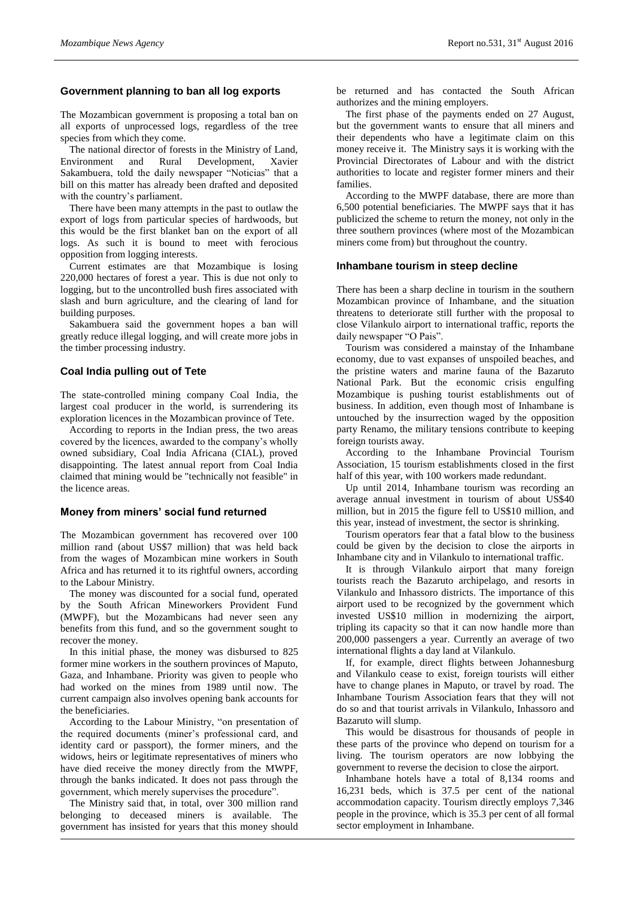## Government planning to ban all log exports

The Mozambican government is proposing a total ban on all exports of unprocessed logs, regardless of the tree species from which they come.

The national director of forests in the Ministry of Land, Environment and Rural Development, Xavier Sakambuera, told the daily newspaper "Noticias" that a bill on this matter has already been drafted and deposited with the country's parliament.

There have been many attempts in the past to outlaw the export of logs from particular species of hardwoods, but this would be the first blanket ban on the export of all logs. As such it is bound to meet with ferocious opposition from logging interests.

Current estimates are that Mozambique is losing 220,000 hectares of forest a year. This is due not only to logging, but to the uncontrolled bush fires associated with slash and burn agriculture, and the clearing of land for building purposes.

Sakambuera said the government hopes a ban will greatly reduce illegal logging, and will create more jobs in the timber processing industry.

## Coal India pulling out of Tete

The state-controlled mining company Coal India, the largest coal producer in the world, is surrendering its exploration licences in the Mozambican province of Tete.

According to reports in the Indian press, the two areas covered by the licences, awarded to the company's wholly owned subsidiary, Coal India Africana (CIAL), proved disappointing. The latest annual report from Coal India claimed that mining would be "technically not feasible" in the licence areas.

## Money from miners' social fund returned

The Mozambican government has recovered over 100 million rand (about US$7 million) that was held back from the wages of Mozambican mine workers in South Africa and has returned it to its rightful owners, according to the Labour Ministry.

The money was discounted for a social fund, operated by the South African Mineworkers Provident Fund (MWPF), but the Mozambicans had never seen any benefits from this fund, and so the government sought to recover the money.

In this initial phase, the money was disbursed to 825 former mine workers in the southern provinces of Maputo, Gaza, and Inhambane. Priority was given to people who had worked on the mines from 1989 until now. The current campaign also involves opening bank accounts for the beneficiaries.

According to the Labour Ministry, "on presentation of the required documents (miner's professional card, and identity card or passport), the former miners, and the widows, heirs or legitimate representatives of miners who have died receive the money directly from the MWPF, through the banks indicated. It does not pass through the government, which merely supervises the procedure".

The Ministry said that, in total, over 300 million rand belonging to deceased miners is available. The government has insisted for years that this money should be returned and has contacted the South African authorizes and the mining employers.

The first phase of the payments ended on 27 August, but the government wants to ensure that all miners and their dependents who have a legitimate claim on this money receive it. The Ministry says it is working with the Provincial Directorates of Labour and with the district authorities to locate and register former miners and their families.

According to the MWPF database, there are more than 6,500 potential beneficiaries. The MWPF says that it has publicized the scheme to return the money, not only in the three southern provinces (where most of the Mozambican miners come from) but throughout the country.

## Inhambane tourism in steep decline

There has been a sharp decline in tourism in the southern Mozambican province of Inhambane, and the situation threatens to deteriorate still further with the proposal to close Vilankulo airport to international traffic, reports the daily newspaper "O Pais".

Tourism was considered a mainstay of the Inhambane economy, due to vast expanses of unspoiled beaches, and the pristine waters and marine fauna of the Bazaruto National Park. But the economic crisis engulfing Mozambique is pushing tourist establishments out of business. In addition, even though most of Inhambane is untouched by the insurrection waged by the opposition party Renamo, the military tensions contribute to keeping foreign tourists away.

According to the Inhambane Provincial Tourism Association, 15 tourism establishments closed in the first half of this year, with 100 workers made redundant.

Up until 2014, Inhambane tourism was recording an average annual investment in tourism of about US$40 million, but in 2015 the figure fell to US$10 million, and this year, instead of investment, the sector is shrinking.

Tourism operators fear that a fatal blow to the business could be given by the decision to close the airports in Inhambane city and in Vilankulo to international traffic.

It is through Vilankulo airport that many foreign tourists reach the Bazaruto archipelago, and resorts in Vilankulo and Inhassoro districts. The importance of this airport used to be recognized by the government which invested US$10 million in modernizing the airport, tripling its capacity so that it can now handle more than 200,000 passengers a year. Currently an average of two international flights a day land at Vilankulo.

If, for example, direct flights between Johannesburg and Vilankulo cease to exist, foreign tourists will either have to change planes in Maputo, or travel by road. The Inhambane Tourism Association fears that they will not do so and that tourist arrivals in Vilankulo, Inhassoro and Bazaruto will slump.

This would be disastrous for thousands of people in these parts of the province who depend on tourism for a living. The tourism operators are now lobbying the government to reverse the decision to close the airport.

Inhambane hotels have a total of 8,134 rooms and 16,231 beds, which is 37.5 per cent of the national accommodation capacity. Tourism directly employs 7,346 people in the province, which is 35.3 per cent of all formal sector employment in Inhambane.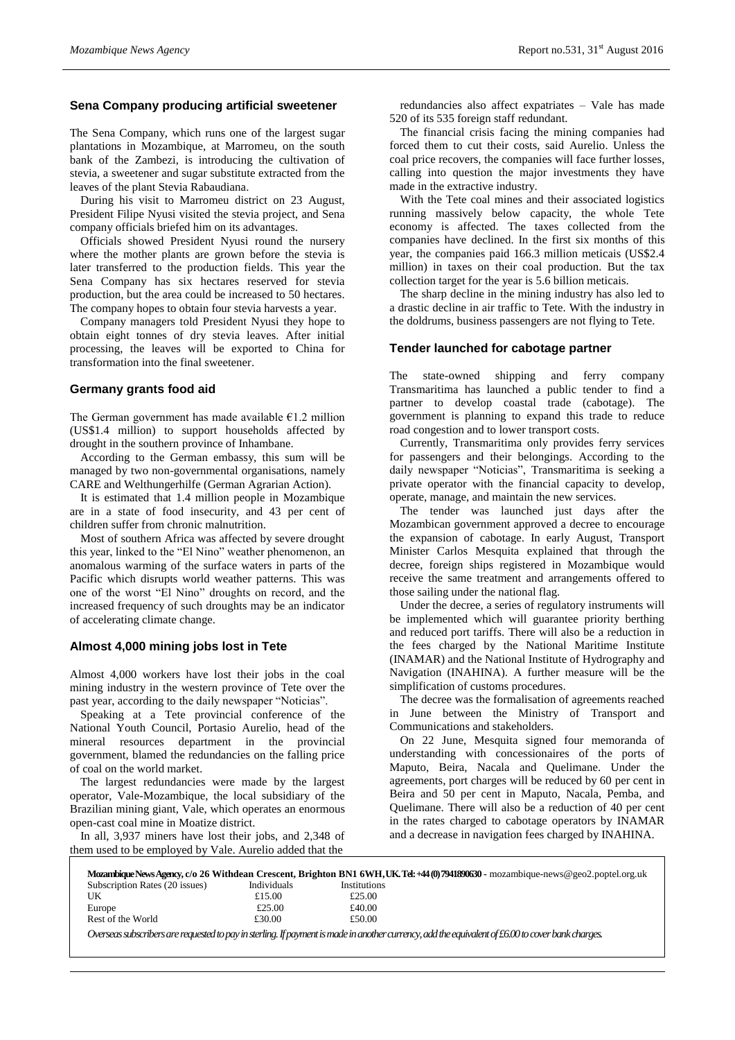## Sena Company producing artificial sweetener

The Sena Company, which runs one of the largest sugar plantations in Mozambique, at Marromeu, on the south bank of the Zambezi, is introducing the cultivation of stevia, a sweetener and sugar substitute extracted from the leaves of the plant Stevia Rabaudiana.

During his visit to Marromeu district on 23 August, President Filipe Nyusi visited the stevia project, and Sena company officials briefed him on its advantages.

Officials showed President Nyusi round the nursery where the mother plants are grown before the stevia is later transferred to the production fields. This year the Sena Company has six hectares reserved for stevia production, but the area could be increased to 50 hectares. The company hopes to obtain four stevia harvests a year.

Company managers told President Nyusi they hope to obtain eight tonnes of dry stevia leaves. After initial processing, the leaves will be exported to China for transformation into the final sweetener.

## Germany grants food aid

The German government has made available €1.2 million (US$1.4 million) to support households affected by drought in the southern province of Inhambane.

According to the German embassy, this sum will be managed by two non-governmental organisations, namely CARE and Welthungerhilfe (German Agrarian Action).

It is estimated that 1.4 million people in Mozambique are in a state of food insecurity, and 43 per cent of children suffer from chronic malnutrition.

Most of southern Africa was affected by severe drought this year, linked to the "El Nino" weather phenomenon, an anomalous warming of the surface waters in parts of the Pacific which disrupts world weather patterns. This was one of the worst "El Nino" droughts on record, and the increased frequency of such droughts may be an indicator of accelerating climate change.

## Almost 4,000 mining jobs lost in Tete

Almost 4,000 workers have lost their jobs in the coal mining industry in the western province of Tete over the past year, according to the daily newspaper "Noticias".

Speaking at a Tete provincial conference of the National Youth Council, Portasio Aurelio, head of the mineral resources department in the provincial government, blamed the redundancies on the falling price of coal on the world market.

The largest redundancies were made by the largest operator, Vale-Mozambique, the local subsidiary of the Brazilian mining giant, Vale, which operates an enormous open-cast coal mine in Moatize district.

In all, 3,937 miners have lost their jobs, and 2,348 of them used to be employed by Vale. Aurelio added that the redundancies also affect expatriates – Vale has made 520 of its 535 foreign staff redundant.

The financial crisis facing the mining companies had forced them to cut their costs, said Aurelio. Unless the coal price recovers, the companies will face further losses, calling into question the major investments they have made in the extractive industry.

With the Tete coal mines and their associated logistics running massively below capacity, the whole Tete economy is affected. The taxes collected from the companies have declined. In the first six months of this year, the companies paid 166.3 million meticais (US$2.4 million) in taxes on their coal production. But the tax collection target for the year is 5.6 billion meticais.

The sharp decline in the mining industry has also led to a drastic decline in air traffic to Tete. With the industry in the doldrums, business passengers are not flying to Tete.

## Tender launched for cabotage partner

The state-owned shipping and ferry company Transmaritima has launched a public tender to find a partner to develop coastal trade (cabotage). The government is planning to expand this trade to reduce road congestion and to lower transport costs.

Currently, Transmaritima only provides ferry services for passengers and their belongings. According to the daily newspaper "Noticias", Transmaritima is seeking a private operator with the financial capacity to develop, operate, manage, and maintain the new services.

The tender was launched just days after the Mozambican government approved a decree to encourage the expansion of cabotage. In early August, Transport Minister Carlos Mesquita explained that through the decree, foreign ships registered in Mozambique would receive the same treatment and arrangements offered to those sailing under the national flag.

Under the decree, a series of regulatory instruments will be implemented which will guarantee priority berthing and reduced port tariffs. There will also be a reduction in the fees charged by the National Maritime Institute (INAMAR) and the National Institute of Hydrography and Navigation (INAHINA). A further measure will be the simplification of customs procedures.

The decree was the formalisation of agreements reached in June between the Ministry of Transport and Communications and stakeholders.

On 22 June, Mesquita signed four memoranda of understanding with concessionaires of the ports of Maputo, Beira, Nacala and Quelimane. Under the agreements, port charges will be reduced by 60 per cent in Beira and 50 per cent in Maputo, Nacala, Pemba, and Quelimane. There will also be a reduction of 40 per cent in the rates charged to cabotage operators by INAMAR and a decrease in navigation fees charged by INAHINA.

---

**Mozambique News Agency, c/o 26 Withdean Crescent, Brighton BN1 6WH, UK. Tel: +44 (0) 7941890630** - mozambique-news@geo2.poptel.org.uk

| Subscription Rates (20 issues) | Individuals | Institutions |
|---|---|---|
| UK | £15.00 | £25.00 |
| Europe | £25.00 | £40.00 |
| Rest of the World | £30.00 | £50.00 |

*Overseas subscribers are requested to pay in sterling. If payment is made in another currency, add the equivalent of £6.00 to cover bank charges.*